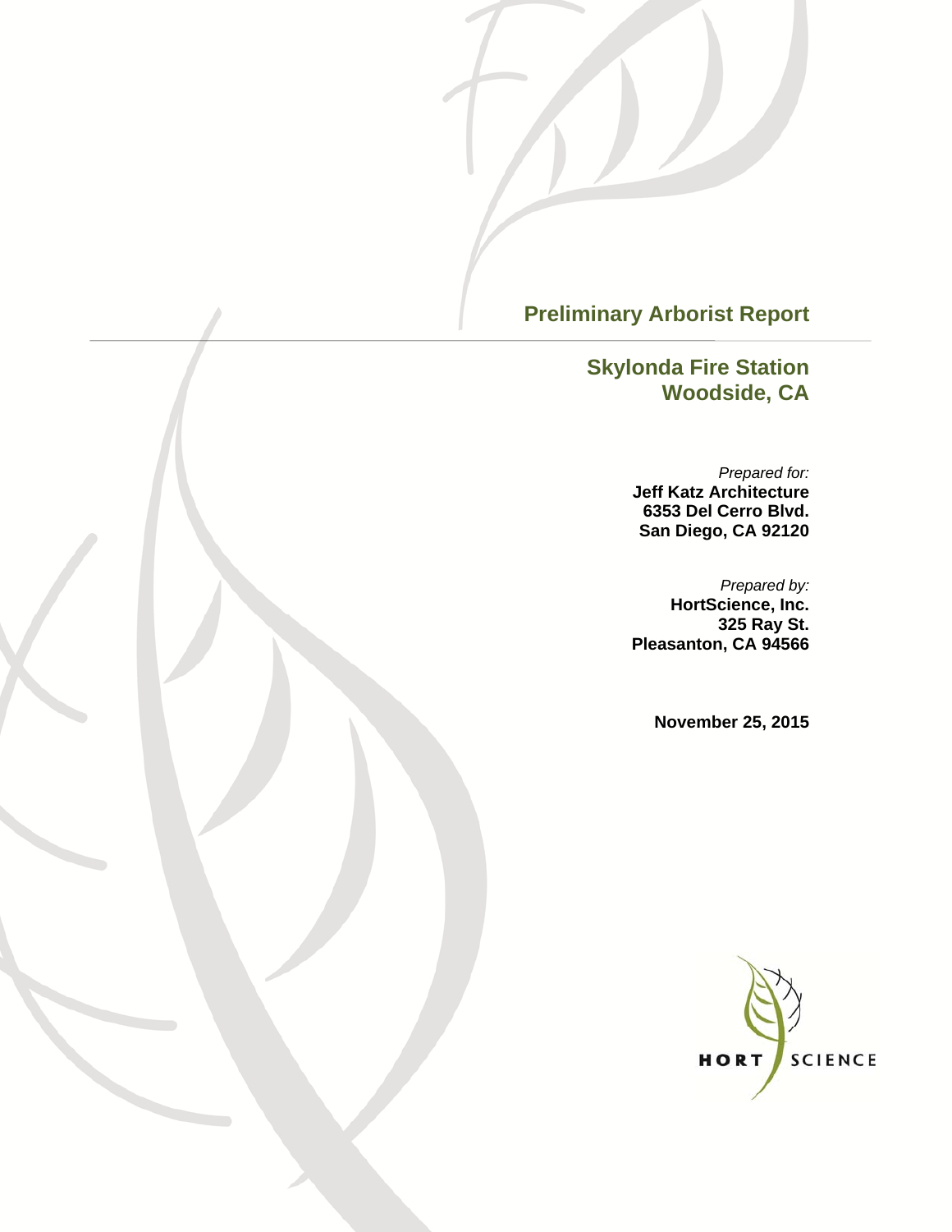# Preliminary Arborist Report

## Skylonda Fire Station
## Woodside, CA

*Prepared for:*
**Jeff Katz Architecture**
**6353 Del Cerro Blvd.**
**San Diego, CA 92120**

*Prepared by:*
**HortScience, Inc.**
**325 Ray St.**
**Pleasanton, CA 94566**

**November 25, 2015**

HORT SCIENCE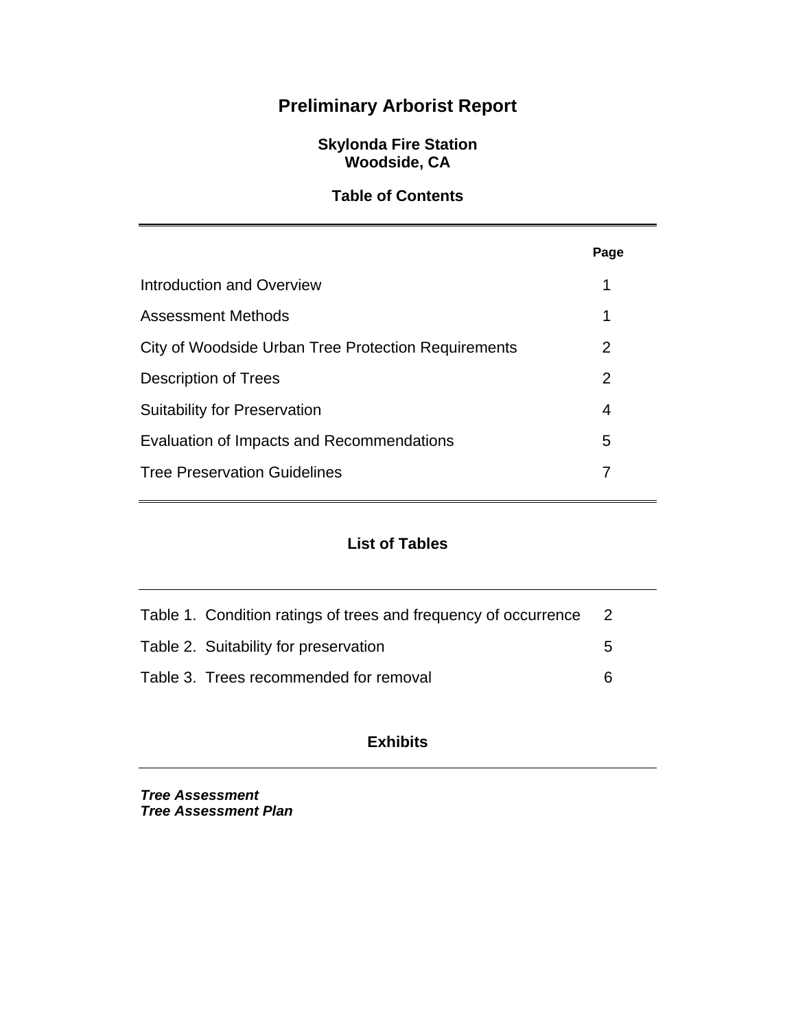# Preliminary Arborist Report

**Skylonda Fire Station**
**Woodside, CA**

## Table of Contents

| | Page |
|---|---|
| Introduction and Overview | 1 |
| Assessment Methods | 1 |
| City of Woodside Urban Tree Protection Requirements | 2 |
| Description of Trees | 2 |
| Suitability for Preservation | 4 |
| Evaluation of Impacts and Recommendations | 5 |
| Tree Preservation Guidelines | 7 |

## List of Tables

| | |
|---|---|
| Table 1. Condition ratings of trees and frequency of occurrence | 2 |
| Table 2. Suitability for preservation | 5 |
| Table 3. Trees recommended for removal | 6 |

## Exhibits

***Tree Assessment***
***Tree Assessment Plan***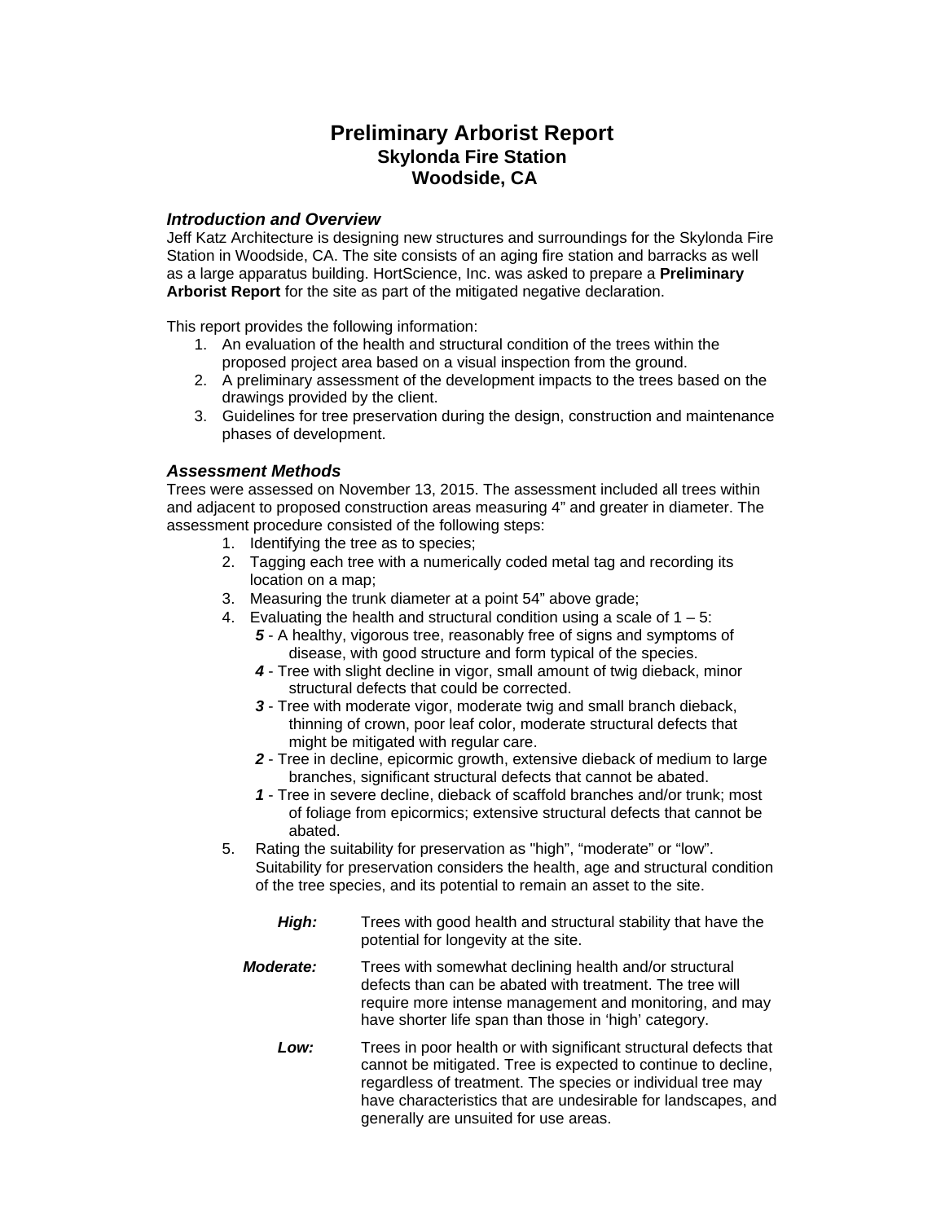# Preliminary Arborist Report
## Skylonda Fire Station
## Woodside, CA

### *Introduction and Overview*

Jeff Katz Architecture is designing new structures and surroundings for the Skylonda Fire Station in Woodside, CA. The site consists of an aging fire station and barracks as well as a large apparatus building. HortScience, Inc. was asked to prepare a **Preliminary Arborist Report** for the site as part of the mitigated negative declaration.

This report provides the following information:

1. An evaluation of the health and structural condition of the trees within the proposed project area based on a visual inspection from the ground.
2. A preliminary assessment of the development impacts to the trees based on the drawings provided by the client.
3. Guidelines for tree preservation during the design, construction and maintenance phases of development.

### *Assessment Methods*

Trees were assessed on November 13, 2015. The assessment included all trees within and adjacent to proposed construction areas measuring 4" and greater in diameter. The assessment procedure consisted of the following steps:

1. Identifying the tree as to species;
2. Tagging each tree with a numerically coded metal tag and recording its location on a map;
3. Measuring the trunk diameter at a point 54" above grade;
4. Evaluating the health and structural condition using a scale of 1 – 5:
   - ***5*** - A healthy, vigorous tree, reasonably free of signs and symptoms of disease, with good structure and form typical of the species.
   - ***4*** - Tree with slight decline in vigor, small amount of twig dieback, minor structural defects that could be corrected.
   - ***3*** - Tree with moderate vigor, moderate twig and small branch dieback, thinning of crown, poor leaf color, moderate structural defects that might be mitigated with regular care.
   - ***2*** - Tree in decline, epicormic growth, extensive dieback of medium to large branches, significant structural defects that cannot be abated.
   - ***1*** - Tree in severe decline, dieback of scaffold branches and/or trunk; most of foliage from epicormics; extensive structural defects that cannot be abated.
5. Rating the suitability for preservation as "high", "moderate" or "low". Suitability for preservation considers the health, age and structural condition of the tree species, and its potential to remain an asset to the site.

   ***High:*** Trees with good health and structural stability that have the potential for longevity at the site.

   ***Moderate:*** Trees with somewhat declining health and/or structural defects than can be abated with treatment. The tree will require more intense management and monitoring, and may have shorter life span than those in 'high' category.

   ***Low:*** Trees in poor health or with significant structural defects that cannot be mitigated. Tree is expected to continue to decline, regardless of treatment. The species or individual tree may have characteristics that are undesirable for landscapes, and generally are unsuited for use areas.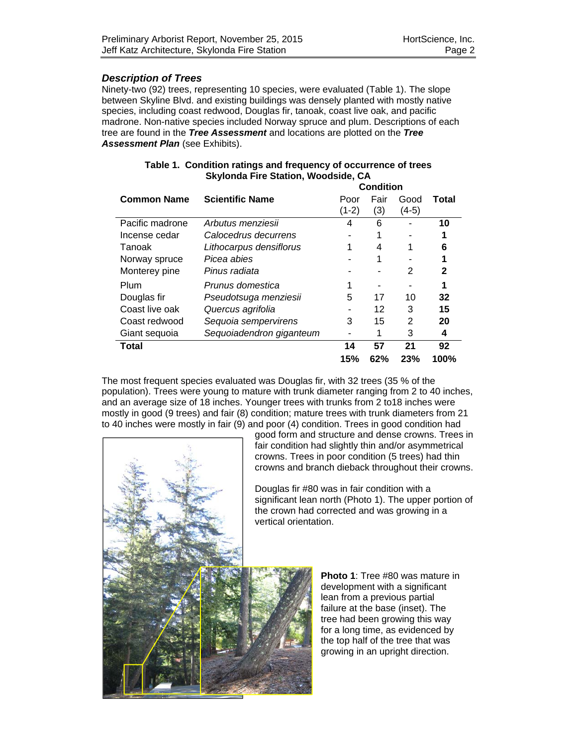### *Description of Trees*

Ninety-two (92) trees, representing 10 species, were evaluated (Table 1). The slope between Skyline Blvd. and existing buildings was densely planted with mostly native species, including coast redwood, Douglas fir, tanoak, coast live oak, and pacific madrone. Non-native species included Norway spruce and plum. Descriptions of each tree are found in the ***Tree Assessment*** and locations are plotted on the ***Tree Assessment Plan*** (see Exhibits).

**Table 1. Condition ratings and frequency of occurrence of trees Skylonda Fire Station, Woodside, CA**

| | | Condition | | | |
|---|---|---|---|---|---|
| **Common Name** | **Scientific Name** | Poor (1-2) | Fair (3) | Good (4-5) | **Total** |
| Pacific madrone | *Arbutus menziesii* | 4 | 6 | - | **10** |
| Incense cedar | *Calocedrus decurrens* | - | 1 | - | **1** |
| Tanoak | *Lithocarpus densiflorus* | 1 | 4 | 1 | **6** |
| Norway spruce | *Picea abies* | - | 1 | - | **1** |
| Monterey pine | *Pinus radiata* | - | - | 2 | **2** |
| Plum | *Prunus domestica* | 1 | - | - | **1** |
| Douglas fir | *Pseudotsuga menziesii* | 5 | 17 | 10 | **32** |
| Coast live oak | *Quercus agrifolia* | - | 12 | 3 | **15** |
| Coast redwood | *Sequoia sempervirens* | 3 | 15 | 2 | **20** |
| Giant sequoia | *Sequoiadendron giganteum* | - | 1 | 3 | **4** |
| **Total** | | **14** | **57** | **21** | **92** |
| | | **15%** | **62%** | **23%** | **100%** |

The most frequent species evaluated was Douglas fir, with 32 trees (35 % of the population). Trees were young to mature with trunk diameter ranging from 2 to 40 inches, and an average size of 18 inches. Younger trees with trunks from 2 to18 inches were mostly in good (9 trees) and fair (8) condition; mature trees with trunk diameters from 21 to 40 inches were mostly in fair (9) and poor (4) condition. Trees in good condition had good form and structure and dense crowns. Trees in fair condition had slightly thin and/or asymmetrical crowns. Trees in poor condition (5 trees) had thin crowns and branch dieback throughout their crowns.

Douglas fir #80 was in fair condition with a significant lean north (Photo 1). The upper portion of the crown had corrected and was growing in a vertical orientation.

**Photo 1**: Tree #80 was mature in development with a significant lean from a previous partial failure at the base (inset). The tree had been growing this way for a long time, as evidenced by the top half of the tree that was growing in an upright direction.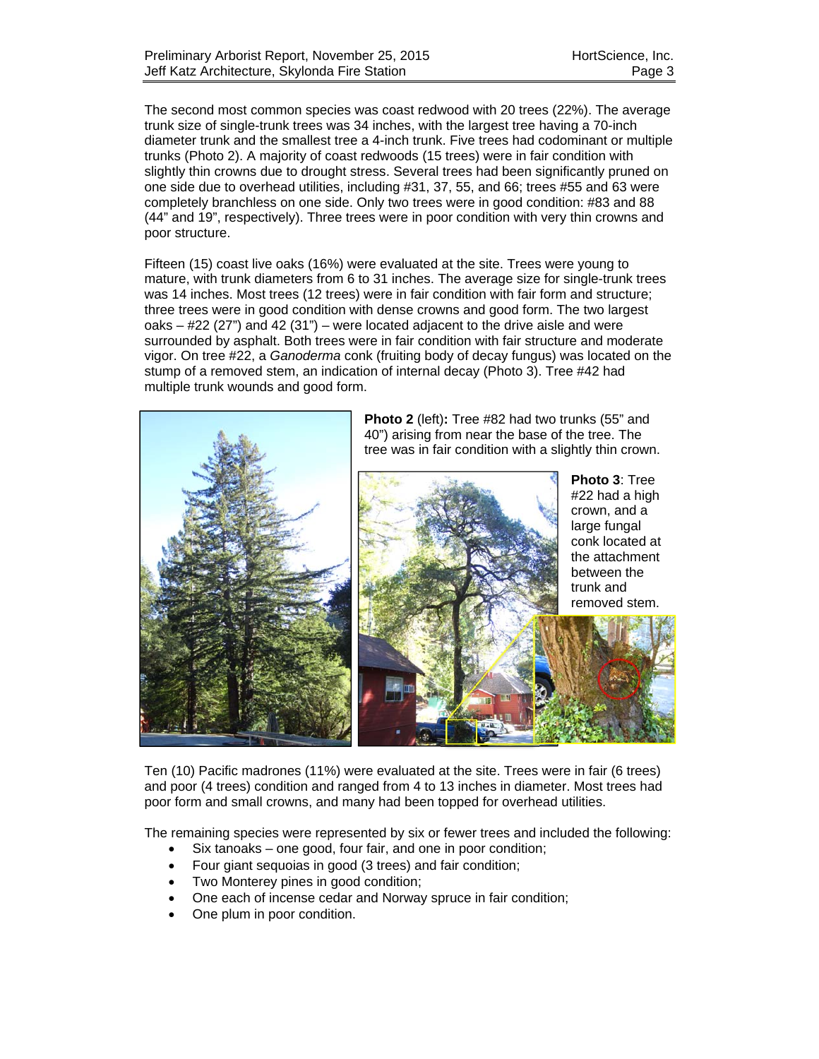The second most common species was coast redwood with 20 trees (22%). The average trunk size of single-trunk trees was 34 inches, with the largest tree having a 70-inch diameter trunk and the smallest tree a 4-inch trunk. Five trees had codominant or multiple trunks (Photo 2). A majority of coast redwoods (15 trees) were in fair condition with slightly thin crowns due to drought stress. Several trees had been significantly pruned on one side due to overhead utilities, including #31, 37, 55, and 66; trees #55 and 63 were completely branchless on one side. Only two trees were in good condition: #83 and 88 (44" and 19", respectively). Three trees were in poor condition with very thin crowns and poor structure.

Fifteen (15) coast live oaks (16%) were evaluated at the site. Trees were young to mature, with trunk diameters from 6 to 31 inches. The average size for single-trunk trees was 14 inches. Most trees (12 trees) were in fair condition with fair form and structure; three trees were in good condition with dense crowns and good form. The two largest oaks – #22 (27") and 42 (31") – were located adjacent to the drive aisle and were surrounded by asphalt. Both trees were in fair condition with fair structure and moderate vigor. On tree #22, a *Ganoderma* conk (fruiting body of decay fungus) was located on the stump of a removed stem, an indication of internal decay (Photo 3). Tree #42 had multiple trunk wounds and good form.

**Photo 2** (left)**:** Tree #82 had two trunks (55" and 40") arising from near the base of the tree. The tree was in fair condition with a slightly thin crown.

**Photo 3**: Tree #22 had a high crown, and a large fungal conk located at the attachment between the trunk and removed stem.

Ten (10) Pacific madrones (11%) were evaluated at the site. Trees were in fair (6 trees) and poor (4 trees) condition and ranged from 4 to 13 inches in diameter. Most trees had poor form and small crowns, and many had been topped for overhead utilities.

The remaining species were represented by six or fewer trees and included the following:

- Six tanoaks – one good, four fair, and one in poor condition;
- Four giant sequoias in good (3 trees) and fair condition;
- Two Monterey pines in good condition;
- One each of incense cedar and Norway spruce in fair condition;
- One plum in poor condition.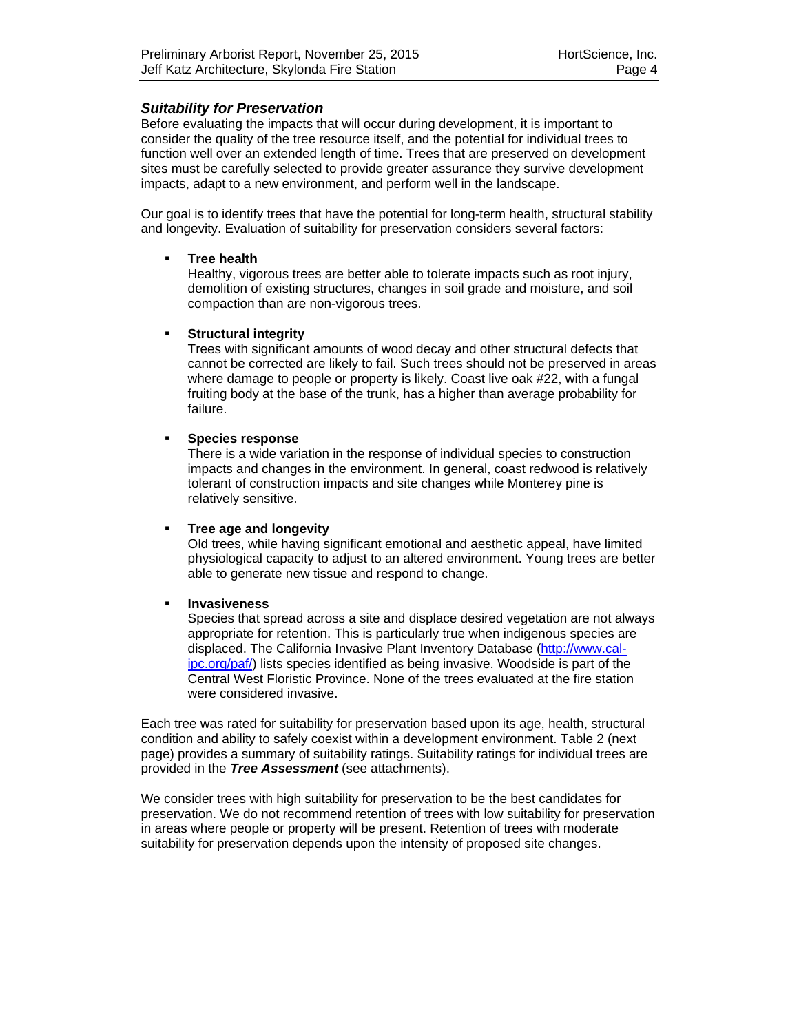### *Suitability for Preservation*

Before evaluating the impacts that will occur during development, it is important to consider the quality of the tree resource itself, and the potential for individual trees to function well over an extended length of time. Trees that are preserved on development sites must be carefully selected to provide greater assurance they survive development impacts, adapt to a new environment, and perform well in the landscape.

Our goal is to identify trees that have the potential for long-term health, structural stability and longevity. Evaluation of suitability for preservation considers several factors:

- **Tree health**
  Healthy, vigorous trees are better able to tolerate impacts such as root injury, demolition of existing structures, changes in soil grade and moisture, and soil compaction than are non-vigorous trees.

- **Structural integrity**
  Trees with significant amounts of wood decay and other structural defects that cannot be corrected are likely to fail. Such trees should not be preserved in areas where damage to people or property is likely. Coast live oak #22, with a fungal fruiting body at the base of the trunk, has a higher than average probability for failure.

- **Species response**
  There is a wide variation in the response of individual species to construction impacts and changes in the environment. In general, coast redwood is relatively tolerant of construction impacts and site changes while Monterey pine is relatively sensitive.

- **Tree age and longevity**
  Old trees, while having significant emotional and aesthetic appeal, have limited physiological capacity to adjust to an altered environment. Young trees are better able to generate new tissue and respond to change.

- **Invasiveness**
  Species that spread across a site and displace desired vegetation are not always appropriate for retention. This is particularly true when indigenous species are displaced. The California Invasive Plant Inventory Database (http://www.cal-ipc.org/paf/) lists species identified as being invasive. Woodside is part of the Central West Floristic Province. None of the trees evaluated at the fire station were considered invasive.

Each tree was rated for suitability for preservation based upon its age, health, structural condition and ability to safely coexist within a development environment. Table 2 (next page) provides a summary of suitability ratings. Suitability ratings for individual trees are provided in the ***Tree Assessment*** (see attachments).

We consider trees with high suitability for preservation to be the best candidates for preservation. We do not recommend retention of trees with low suitability for preservation in areas where people or property will be present. Retention of trees with moderate suitability for preservation depends upon the intensity of proposed site changes.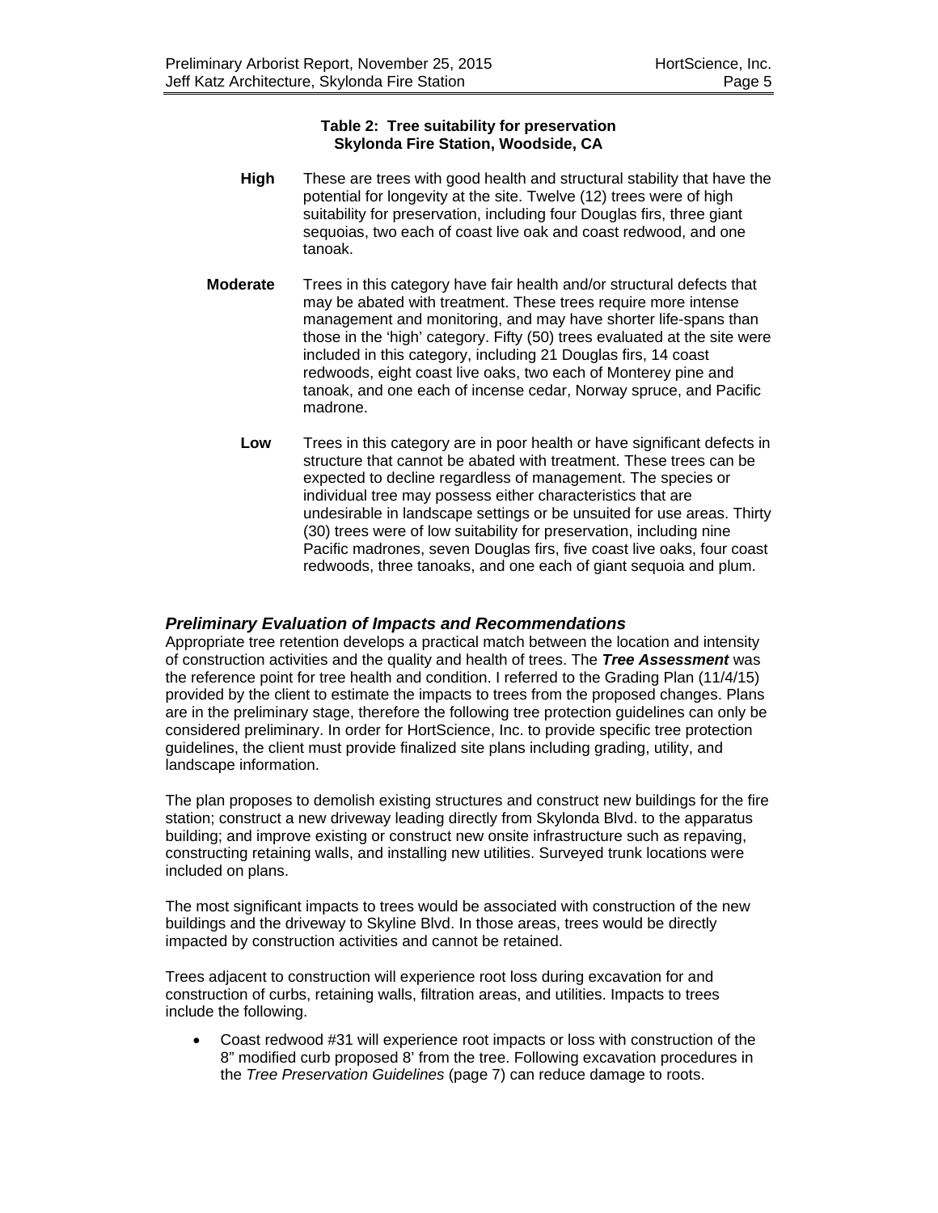**Table 2: Tree suitability for preservation**
**Skylonda Fire Station, Woodside, CA**

**High** These are trees with good health and structural stability that have the potential for longevity at the site. Twelve (12) trees were of high suitability for preservation, including four Douglas firs, three giant sequoias, two each of coast live oak and coast redwood, and one tanoak.

**Moderate** Trees in this category have fair health and/or structural defects that may be abated with treatment. These trees require more intense management and monitoring, and may have shorter life-spans than those in the 'high' category. Fifty (50) trees evaluated at the site were included in this category, including 21 Douglas firs, 14 coast redwoods, eight coast live oaks, two each of Monterey pine and tanoak, and one each of incense cedar, Norway spruce, and Pacific madrone.

**Low** Trees in this category are in poor health or have significant defects in structure that cannot be abated with treatment. These trees can be expected to decline regardless of management. The species or individual tree may possess either characteristics that are undesirable in landscape settings or be unsuited for use areas. Thirty (30) trees were of low suitability for preservation, including nine Pacific madrones, seven Douglas firs, five coast live oaks, four coast redwoods, three tanoaks, and one each of giant sequoia and plum.

## *Preliminary Evaluation of Impacts and Recommendations*

Appropriate tree retention develops a practical match between the location and intensity of construction activities and the quality and health of trees. The ***Tree Assessment*** was the reference point for tree health and condition. I referred to the Grading Plan (11/4/15) provided by the client to estimate the impacts to trees from the proposed changes. Plans are in the preliminary stage, therefore the following tree protection guidelines can only be considered preliminary. In order for HortScience, Inc. to provide specific tree protection guidelines, the client must provide finalized site plans including grading, utility, and landscape information.

The plan proposes to demolish existing structures and construct new buildings for the fire station; construct a new driveway leading directly from Skylonda Blvd. to the apparatus building; and improve existing or construct new onsite infrastructure such as repaving, constructing retaining walls, and installing new utilities. Surveyed trunk locations were included on plans.

The most significant impacts to trees would be associated with construction of the new buildings and the driveway to Skyline Blvd. In those areas, trees would be directly impacted by construction activities and cannot be retained.

Trees adjacent to construction will experience root loss during excavation for and construction of curbs, retaining walls, filtration areas, and utilities. Impacts to trees include the following.

- Coast redwood #31 will experience root impacts or loss with construction of the 8" modified curb proposed 8' from the tree. Following excavation procedures in the *Tree Preservation Guidelines* (page 7) can reduce damage to roots.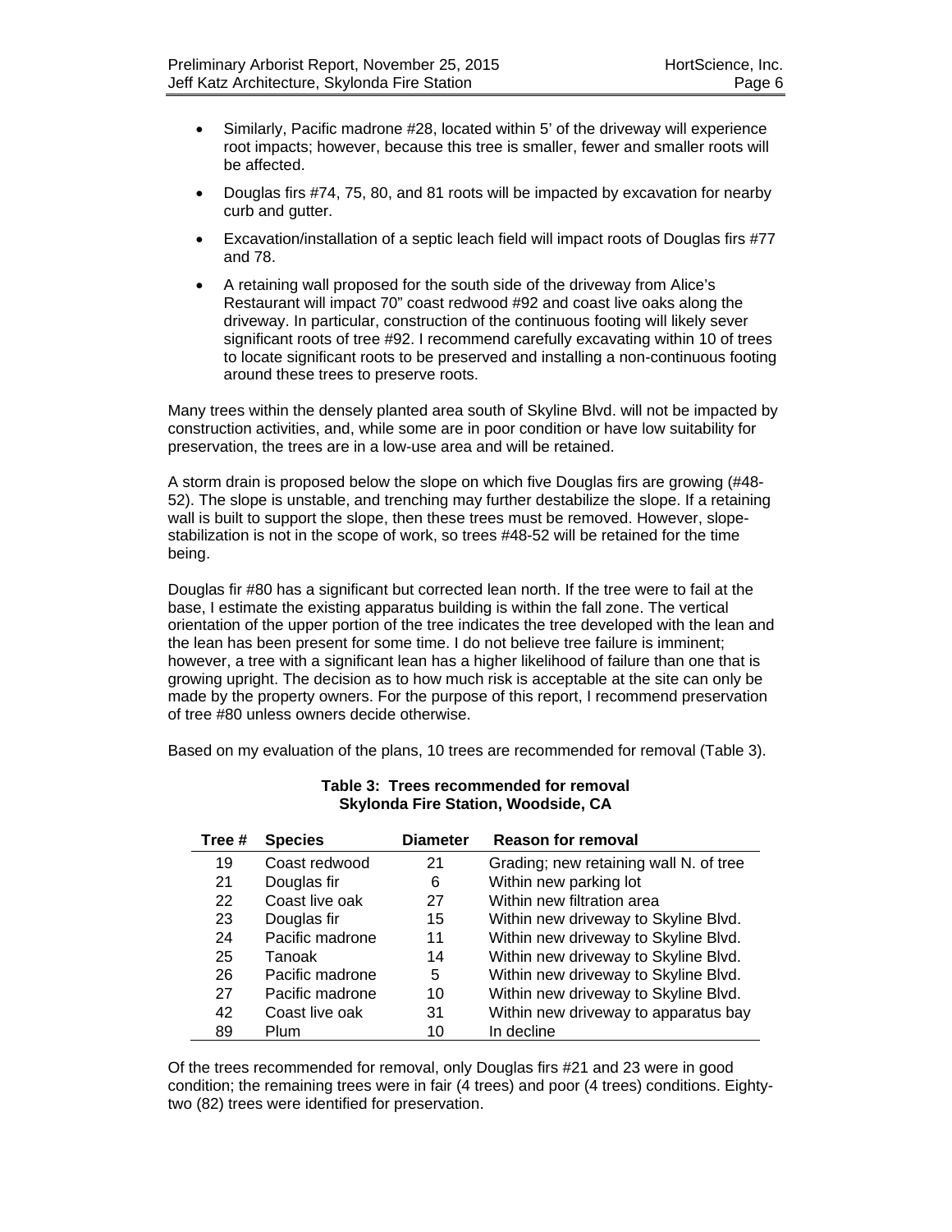- Similarly, Pacific madrone #28, located within 5' of the driveway will experience root impacts; however, because this tree is smaller, fewer and smaller roots will be affected.
- Douglas firs #74, 75, 80, and 81 roots will be impacted by excavation for nearby curb and gutter.
- Excavation/installation of a septic leach field will impact roots of Douglas firs #77 and 78.
- A retaining wall proposed for the south side of the driveway from Alice's Restaurant will impact 70" coast redwood #92 and coast live oaks along the driveway. In particular, construction of the continuous footing will likely sever significant roots of tree #92. I recommend carefully excavating within 10 of trees to locate significant roots to be preserved and installing a non-continuous footing around these trees to preserve roots.

Many trees within the densely planted area south of Skyline Blvd. will not be impacted by construction activities, and, while some are in poor condition or have low suitability for preservation, the trees are in a low-use area and will be retained.

A storm drain is proposed below the slope on which five Douglas firs are growing (#48-52). The slope is unstable, and trenching may further destabilize the slope. If a retaining wall is built to support the slope, then these trees must be removed. However, slope-stabilization is not in the scope of work, so trees #48-52 will be retained for the time being.

Douglas fir #80 has a significant but corrected lean north. If the tree were to fail at the base, I estimate the existing apparatus building is within the fall zone. The vertical orientation of the upper portion of the tree indicates the tree developed with the lean and the lean has been present for some time. I do not believe tree failure is imminent; however, a tree with a significant lean has a higher likelihood of failure than one that is growing upright. The decision as to how much risk is acceptable at the site can only be made by the property owners. For the purpose of this report, I recommend preservation of tree #80 unless owners decide otherwise.

Based on my evaluation of the plans, 10 trees are recommended for removal (Table 3).

**Table 3: Trees recommended for removal**
**Skylonda Fire Station, Woodside, CA**

| Tree # | Species | Diameter | Reason for removal |
|---|---|---|---|
| 19 | Coast redwood | 21 | Grading; new retaining wall N. of tree |
| 21 | Douglas fir | 6 | Within new parking lot |
| 22 | Coast live oak | 27 | Within new filtration area |
| 23 | Douglas fir | 15 | Within new driveway to Skyline Blvd. |
| 24 | Pacific madrone | 11 | Within new driveway to Skyline Blvd. |
| 25 | Tanoak | 14 | Within new driveway to Skyline Blvd. |
| 26 | Pacific madrone | 5 | Within new driveway to Skyline Blvd. |
| 27 | Pacific madrone | 10 | Within new driveway to Skyline Blvd. |
| 42 | Coast live oak | 31 | Within new driveway to apparatus bay |
| 89 | Plum | 10 | In decline |

Of the trees recommended for removal, only Douglas firs #21 and 23 were in good condition; the remaining trees were in fair (4 trees) and poor (4 trees) conditions. Eighty-two (82) trees were identified for preservation.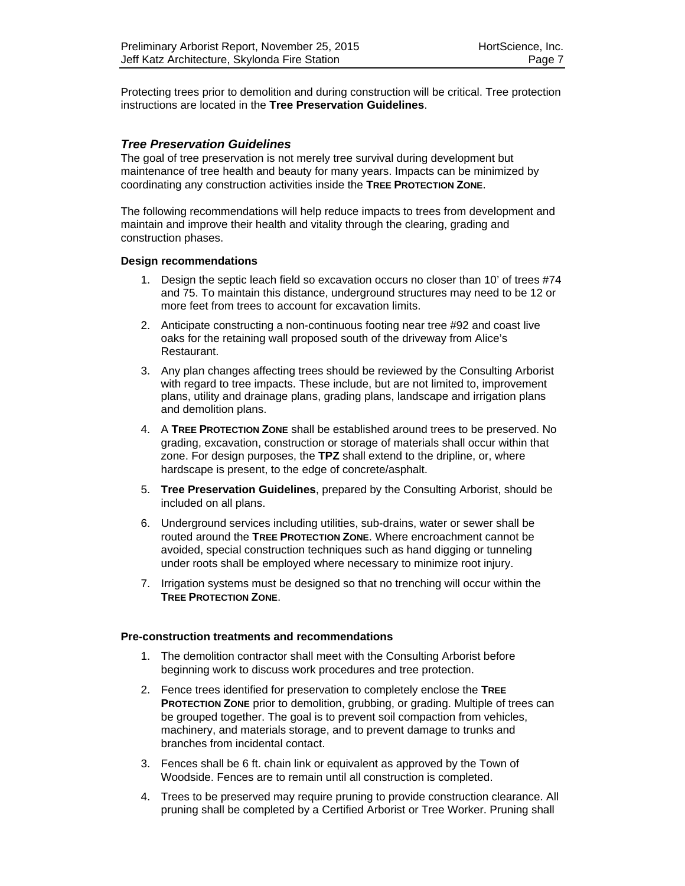Protecting trees prior to demolition and during construction will be critical. Tree protection instructions are located in the **Tree Preservation Guidelines**.

### *Tree Preservation Guidelines*

The goal of tree preservation is not merely tree survival during development but maintenance of tree health and beauty for many years. Impacts can be minimized by coordinating any construction activities inside the **TREE PROTECTION ZONE**.

The following recommendations will help reduce impacts to trees from development and maintain and improve their health and vitality through the clearing, grading and construction phases.

**Design recommendations**

1. Design the septic leach field so excavation occurs no closer than 10' of trees #74 and 75. To maintain this distance, underground structures may need to be 12 or more feet from trees to account for excavation limits.
2. Anticipate constructing a non-continuous footing near tree #92 and coast live oaks for the retaining wall proposed south of the driveway from Alice's Restaurant.
3. Any plan changes affecting trees should be reviewed by the Consulting Arborist with regard to tree impacts. These include, but are not limited to, improvement plans, utility and drainage plans, grading plans, landscape and irrigation plans and demolition plans.
4. A **TREE PROTECTION ZONE** shall be established around trees to be preserved. No grading, excavation, construction or storage of materials shall occur within that zone. For design purposes, the **TPZ** shall extend to the dripline, or, where hardscape is present, to the edge of concrete/asphalt.
5. **Tree Preservation Guidelines**, prepared by the Consulting Arborist, should be included on all plans.
6. Underground services including utilities, sub-drains, water or sewer shall be routed around the **TREE PROTECTION ZONE**. Where encroachment cannot be avoided, special construction techniques such as hand digging or tunneling under roots shall be employed where necessary to minimize root injury.
7. Irrigation systems must be designed so that no trenching will occur within the **TREE PROTECTION ZONE**.

**Pre-construction treatments and recommendations**

1. The demolition contractor shall meet with the Consulting Arborist before beginning work to discuss work procedures and tree protection.
2. Fence trees identified for preservation to completely enclose the **TREE PROTECTION ZONE** prior to demolition, grubbing, or grading. Multiple of trees can be grouped together. The goal is to prevent soil compaction from vehicles, machinery, and materials storage, and to prevent damage to trunks and branches from incidental contact.
3. Fences shall be 6 ft. chain link or equivalent as approved by the Town of Woodside. Fences are to remain until all construction is completed.
4. Trees to be preserved may require pruning to provide construction clearance. All pruning shall be completed by a Certified Arborist or Tree Worker. Pruning shall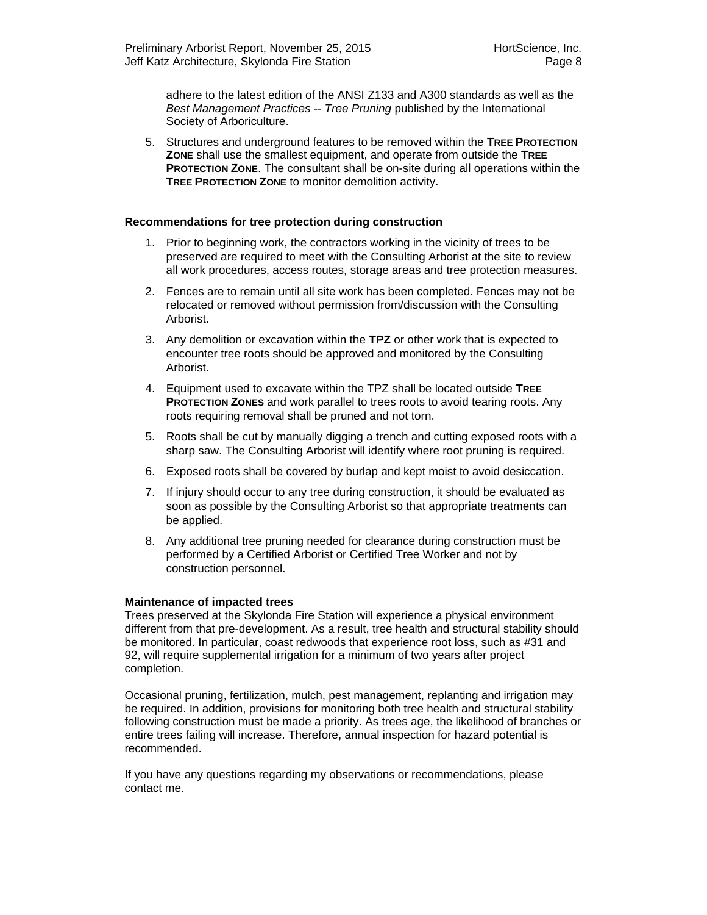adhere to the latest edition of the ANSI Z133 and A300 standards as well as the *Best Management Practices -- Tree Pruning* published by the International Society of Arboriculture.

5. Structures and underground features to be removed within the **TREE PROTECTION ZONE** shall use the smallest equipment, and operate from outside the **TREE PROTECTION ZONE**. The consultant shall be on-site during all operations within the **TREE PROTECTION ZONE** to monitor demolition activity.

**Recommendations for tree protection during construction**

1. Prior to beginning work, the contractors working in the vicinity of trees to be preserved are required to meet with the Consulting Arborist at the site to review all work procedures, access routes, storage areas and tree protection measures.
2. Fences are to remain until all site work has been completed. Fences may not be relocated or removed without permission from/discussion with the Consulting Arborist.
3. Any demolition or excavation within the **TPZ** or other work that is expected to encounter tree roots should be approved and monitored by the Consulting Arborist.
4. Equipment used to excavate within the TPZ shall be located outside **TREE PROTECTION ZONES** and work parallel to trees roots to avoid tearing roots. Any roots requiring removal shall be pruned and not torn.
5. Roots shall be cut by manually digging a trench and cutting exposed roots with a sharp saw. The Consulting Arborist will identify where root pruning is required.
6. Exposed roots shall be covered by burlap and kept moist to avoid desiccation.
7. If injury should occur to any tree during construction, it should be evaluated as soon as possible by the Consulting Arborist so that appropriate treatments can be applied.
8. Any additional tree pruning needed for clearance during construction must be performed by a Certified Arborist or Certified Tree Worker and not by construction personnel.

**Maintenance of impacted trees**

Trees preserved at the Skylonda Fire Station will experience a physical environment different from that pre-development. As a result, tree health and structural stability should be monitored. In particular, coast redwoods that experience root loss, such as #31 and 92, will require supplemental irrigation for a minimum of two years after project completion.

Occasional pruning, fertilization, mulch, pest management, replanting and irrigation may be required. In addition, provisions for monitoring both tree health and structural stability following construction must be made a priority. As trees age, the likelihood of branches or entire trees failing will increase. Therefore, annual inspection for hazard potential is recommended.

If you have any questions regarding my observations or recommendations, please contact me.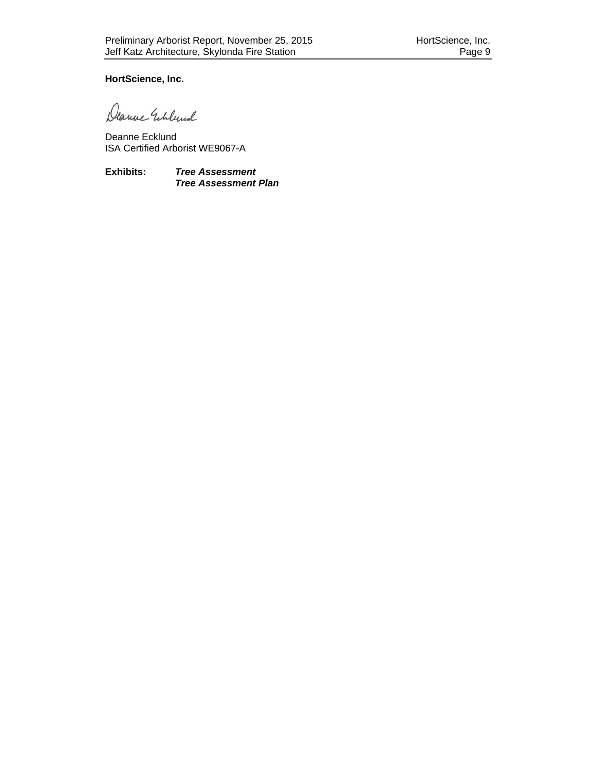**HortScience, Inc.**

Deanne Ecklund
ISA Certified Arborist WE9067-A

**Exhibits:** ***Tree Assessment***
***Tree Assessment Plan***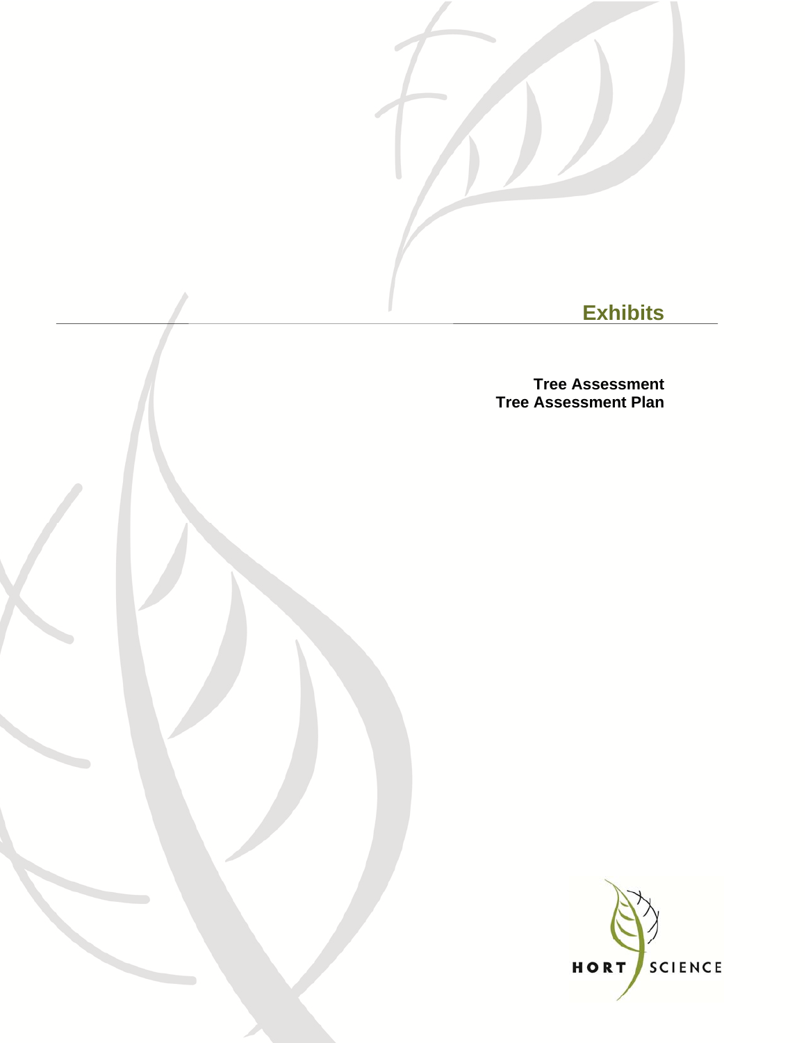# Exhibits

**Tree Assessment**
**Tree Assessment Plan**

HORT SCIENCE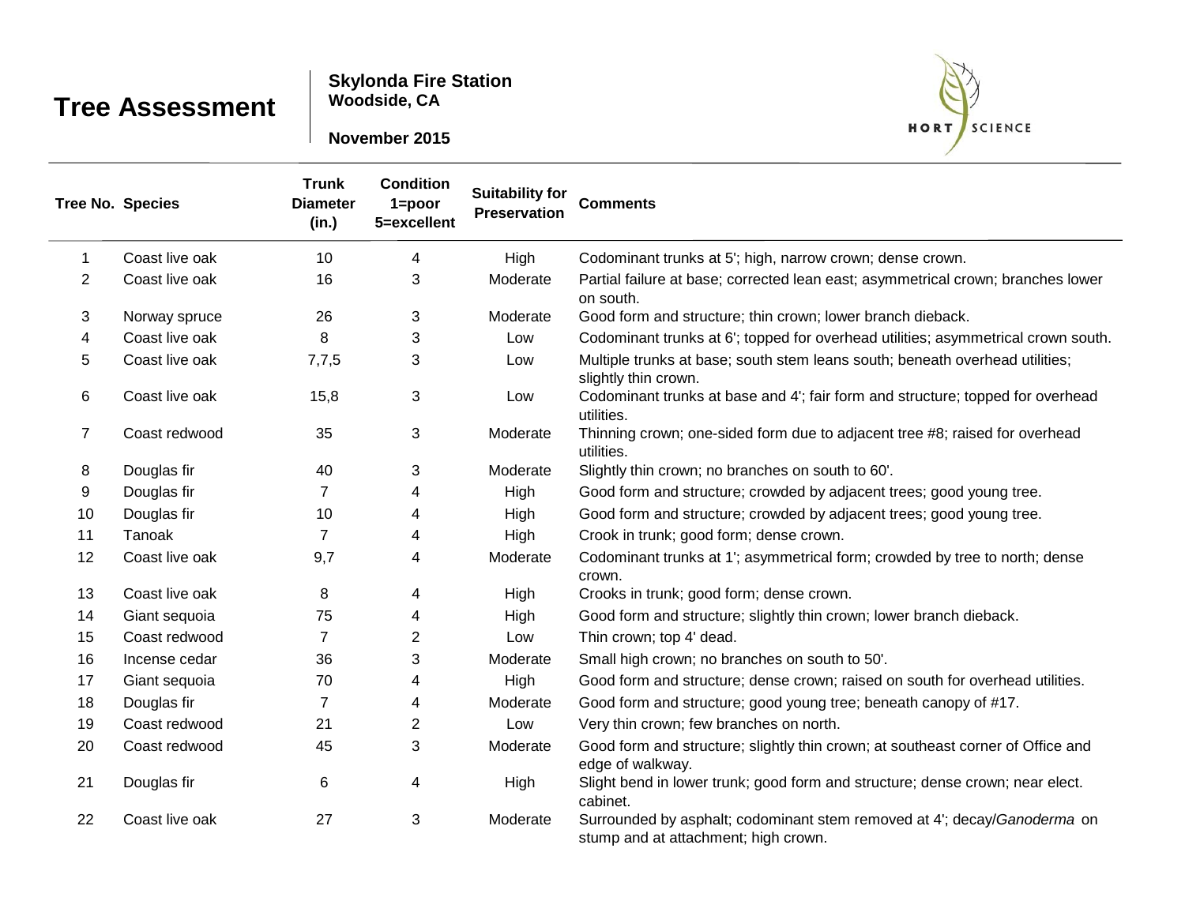# Tree Assessment

**Skylonda Fire Station**
**Woodside, CA**

**November 2015**

HORT SCIENCE

| Tree No. | Species | Trunk Diameter (in.) | Condition 1=poor 5=excellent | Suitability for Preservation | Comments |
|---|---|---|---|---|---|
| 1 | Coast live oak | 10 | 4 | High | Codominant trunks at 5'; high, narrow crown; dense crown. |
| 2 | Coast live oak | 16 | 3 | Moderate | Partial failure at base; corrected lean east; asymmetrical crown; branches lower on south. |
| 3 | Norway spruce | 26 | 3 | Moderate | Good form and structure; thin crown; lower branch dieback. |
| 4 | Coast live oak | 8 | 3 | Low | Codominant trunks at 6'; topped for overhead utilities; asymmetrical crown south. |
| 5 | Coast live oak | 7,7,5 | 3 | Low | Multiple trunks at base; south stem leans south; beneath overhead utilities; slightly thin crown. |
| 6 | Coast live oak | 15,8 | 3 | Low | Codominant trunks at base and 4'; fair form and structure; topped for overhead utilities. |
| 7 | Coast redwood | 35 | 3 | Moderate | Thinning crown; one-sided form due to adjacent tree #8; raised for overhead utilities. |
| 8 | Douglas fir | 40 | 3 | Moderate | Slightly thin crown; no branches on south to 60'. |
| 9 | Douglas fir | 7 | 4 | High | Good form and structure; crowded by adjacent trees; good young tree. |
| 10 | Douglas fir | 10 | 4 | High | Good form and structure; crowded by adjacent trees; good young tree. |
| 11 | Tanoak | 7 | 4 | High | Crook in trunk; good form; dense crown. |
| 12 | Coast live oak | 9,7 | 4 | Moderate | Codominant trunks at 1'; asymmetrical form; crowded by tree to north; dense crown. |
| 13 | Coast live oak | 8 | 4 | High | Crooks in trunk; good form; dense crown. |
| 14 | Giant sequoia | 75 | 4 | High | Good form and structure; slightly thin crown; lower branch dieback. |
| 15 | Coast redwood | 7 | 2 | Low | Thin crown; top 4' dead. |
| 16 | Incense cedar | 36 | 3 | Moderate | Small high crown; no branches on south to 50'. |
| 17 | Giant sequoia | 70 | 4 | High | Good form and structure; dense crown; raised on south for overhead utilities. |
| 18 | Douglas fir | 7 | 4 | Moderate | Good form and structure; good young tree; beneath canopy of #17. |
| 19 | Coast redwood | 21 | 2 | Low | Very thin crown; few branches on north. |
| 20 | Coast redwood | 45 | 3 | Moderate | Good form and structure; slightly thin crown; at southeast corner of Office and edge of walkway. |
| 21 | Douglas fir | 6 | 4 | High | Slight bend in lower trunk; good form and structure; dense crown; near elect. cabinet. |
| 22 | Coast live oak | 27 | 3 | Moderate | Surrounded by asphalt; codominant stem removed at 4'; decay/*Ganoderma* on stump and at attachment; high crown. |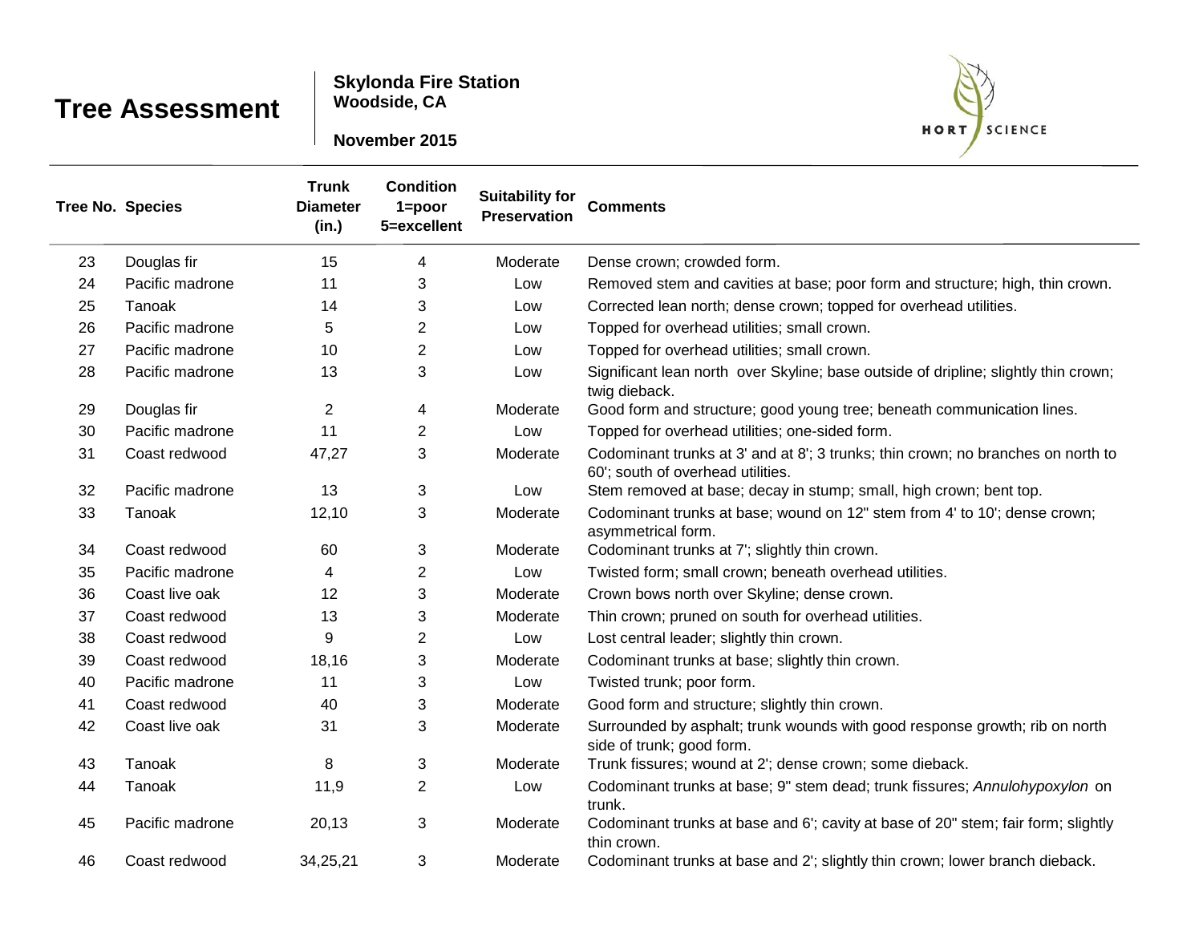# Tree Assessment

**Skylonda Fire Station**
**Woodside, CA**

**November 2015**

HORT SCIENCE

| Tree No. | Species | Trunk Diameter (in.) | Condition 1=poor 5=excellent | Suitability for Preservation | Comments |
|---|---|---|---|---|---|
| 23 | Douglas fir | 15 | 4 | Moderate | Dense crown; crowded form. |
| 24 | Pacific madrone | 11 | 3 | Low | Removed stem and cavities at base; poor form and structure; high, thin crown. |
| 25 | Tanoak | 14 | 3 | Low | Corrected lean north; dense crown; topped for overhead utilities. |
| 26 | Pacific madrone | 5 | 2 | Low | Topped for overhead utilities; small crown. |
| 27 | Pacific madrone | 10 | 2 | Low | Topped for overhead utilities; small crown. |
| 28 | Pacific madrone | 13 | 3 | Low | Significant lean north over Skyline; base outside of dripline; slightly thin crown; twig dieback. |
| 29 | Douglas fir | 2 | 4 | Moderate | Good form and structure; good young tree; beneath communication lines. |
| 30 | Pacific madrone | 11 | 2 | Low | Topped for overhead utilities; one-sided form. |
| 31 | Coast redwood | 47,27 | 3 | Moderate | Codominant trunks at 3' and at 8'; 3 trunks; thin crown; no branches on north to 60'; south of overhead utilities. |
| 32 | Pacific madrone | 13 | 3 | Low | Stem removed at base; decay in stump; small, high crown; bent top. |
| 33 | Tanoak | 12,10 | 3 | Moderate | Codominant trunks at base; wound on 12" stem from 4' to 10'; dense crown; asymmetrical form. |
| 34 | Coast redwood | 60 | 3 | Moderate | Codominant trunks at 7'; slightly thin crown. |
| 35 | Pacific madrone | 4 | 2 | Low | Twisted form; small crown; beneath overhead utilities. |
| 36 | Coast live oak | 12 | 3 | Moderate | Crown bows north over Skyline; dense crown. |
| 37 | Coast redwood | 13 | 3 | Moderate | Thin crown; pruned on south for overhead utilities. |
| 38 | Coast redwood | 9 | 2 | Low | Lost central leader; slightly thin crown. |
| 39 | Coast redwood | 18,16 | 3 | Moderate | Codominant trunks at base; slightly thin crown. |
| 40 | Pacific madrone | 11 | 3 | Low | Twisted trunk; poor form. |
| 41 | Coast redwood | 40 | 3 | Moderate | Good form and structure; slightly thin crown. |
| 42 | Coast live oak | 31 | 3 | Moderate | Surrounded by asphalt; trunk wounds with good response growth; rib on north side of trunk; good form. |
| 43 | Tanoak | 8 | 3 | Moderate | Trunk fissures; wound at 2'; dense crown; some dieback. |
| 44 | Tanoak | 11,9 | 2 | Low | Codominant trunks at base; 9" stem dead; trunk fissures; *Annulohypoxylon* on trunk. |
| 45 | Pacific madrone | 20,13 | 3 | Moderate | Codominant trunks at base and 6'; cavity at base of 20" stem; fair form; slightly thin crown. |
| 46 | Coast redwood | 34,25,21 | 3 | Moderate | Codominant trunks at base and 2'; slightly thin crown; lower branch dieback. |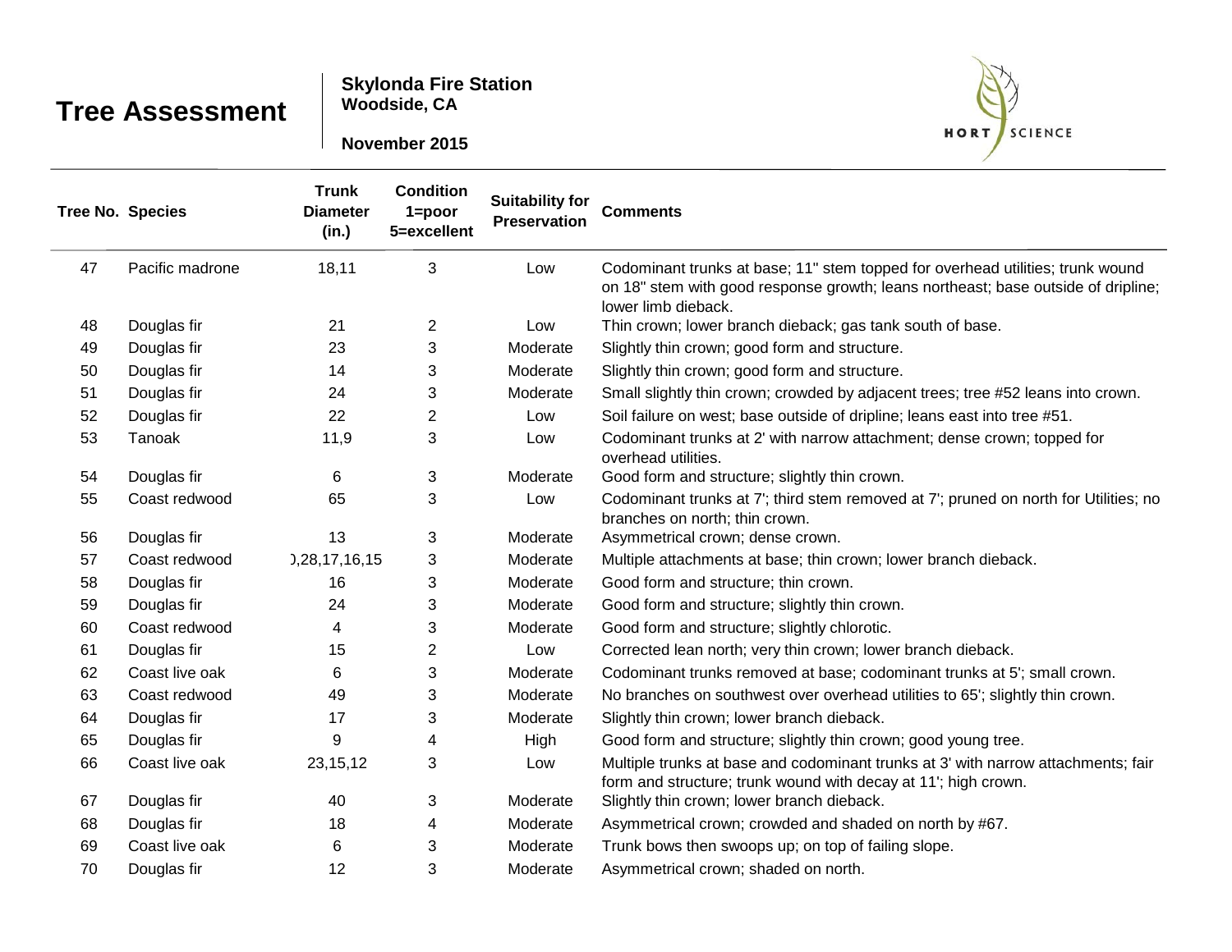# Tree Assessment

**Skylonda Fire Station**
**Woodside, CA**

**November 2015**

HORT SCIENCE

| Tree No. | Species | Trunk Diameter (in.) | Condition 1=poor 5=excellent | Suitability for Preservation | Comments |
|---|---|---|---|---|---|
| 47 | Pacific madrone | 18,11 | 3 | Low | Codominant trunks at base; 11" stem topped for overhead utilities; trunk wound on 18" stem with good response growth; leans northeast; base outside of dripline; lower limb dieback. |
| 48 | Douglas fir | 21 | 2 | Low | Thin crown; lower branch dieback; gas tank south of base. |
| 49 | Douglas fir | 23 | 3 | Moderate | Slightly thin crown; good form and structure. |
| 50 | Douglas fir | 14 | 3 | Moderate | Slightly thin crown; good form and structure. |
| 51 | Douglas fir | 24 | 3 | Moderate | Small slightly thin crown; crowded by adjacent trees; tree #52 leans into crown. |
| 52 | Douglas fir | 22 | 2 | Low | Soil failure on west; base outside of dripline; leans east into tree #51. |
| 53 | Tanoak | 11,9 | 3 | Low | Codominant trunks at 2' with narrow attachment; dense crown; topped for overhead utilities. |
| 54 | Douglas fir | 6 | 3 | Moderate | Good form and structure; slightly thin crown. |
| 55 | Coast redwood | 65 | 3 | Low | Codominant trunks at 7'; third stem removed at 7'; pruned on north for Utilities; no branches on north; thin crown. |
| 56 | Douglas fir | 13 | 3 | Moderate | Asymmetrical crown; dense crown. |
| 57 | Coast redwood | ),28,17,16,15 | 3 | Moderate | Multiple attachments at base; thin crown; lower branch dieback. |
| 58 | Douglas fir | 16 | 3 | Moderate | Good form and structure; thin crown. |
| 59 | Douglas fir | 24 | 3 | Moderate | Good form and structure; slightly thin crown. |
| 60 | Coast redwood | 4 | 3 | Moderate | Good form and structure; slightly chlorotic. |
| 61 | Douglas fir | 15 | 2 | Low | Corrected lean north; very thin crown; lower branch dieback. |
| 62 | Coast live oak | 6 | 3 | Moderate | Codominant trunks removed at base; codominant trunks at 5'; small crown. |
| 63 | Coast redwood | 49 | 3 | Moderate | No branches on southwest over overhead utilities to 65'; slightly thin crown. |
| 64 | Douglas fir | 17 | 3 | Moderate | Slightly thin crown; lower branch dieback. |
| 65 | Douglas fir | 9 | 4 | High | Good form and structure; slightly thin crown; good young tree. |
| 66 | Coast live oak | 23,15,12 | 3 | Low | Multiple trunks at base and codominant trunks at 3' with narrow attachments; fair form and structure; trunk wound with decay at 11'; high crown. |
| 67 | Douglas fir | 40 | 3 | Moderate | Slightly thin crown; lower branch dieback. |
| 68 | Douglas fir | 18 | 4 | Moderate | Asymmetrical crown; crowded and shaded on north by #67. |
| 69 | Coast live oak | 6 | 3 | Moderate | Trunk bows then swoops up; on top of failing slope. |
| 70 | Douglas fir | 12 | 3 | Moderate | Asymmetrical crown; shaded on north. |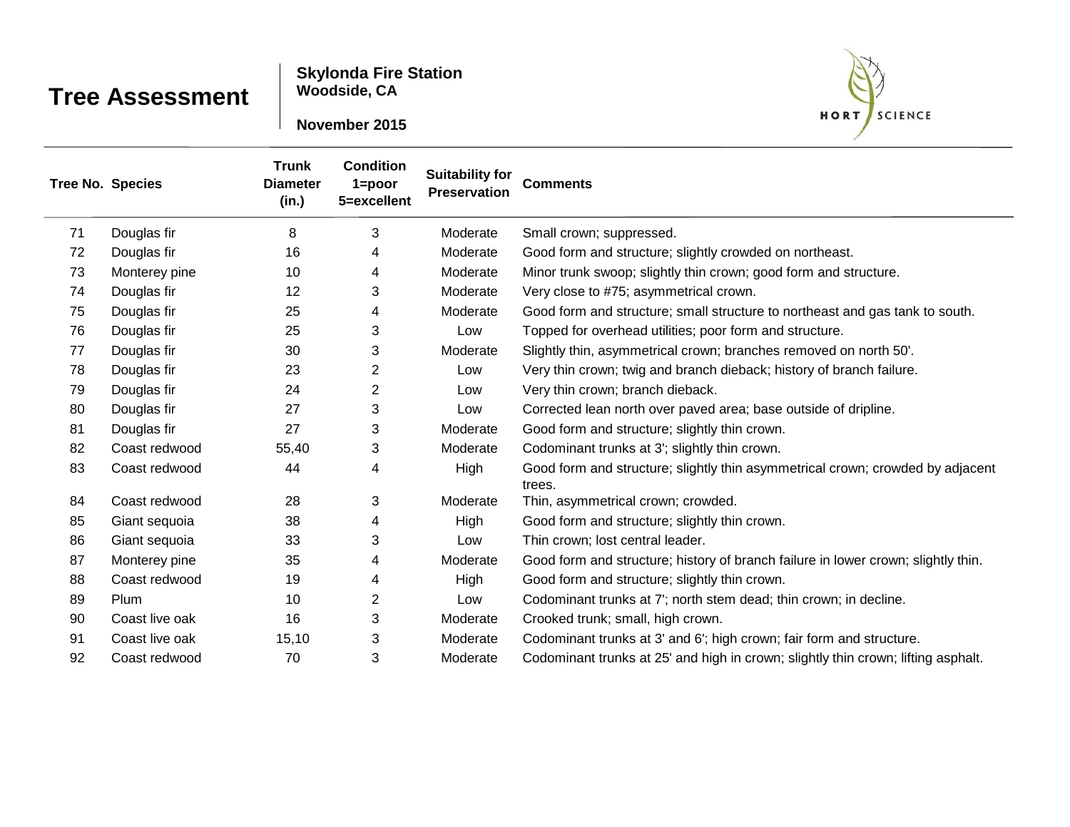# Tree Assessment

**Skylonda Fire Station**
**Woodside, CA**

**November 2015**

| Tree No. | Species | Trunk Diameter (in.) | Condition 1=poor 5=excellent | Suitability for Preservation | Comments |
|---|---|---|---|---|---|
| 71 | Douglas fir | 8 | 3 | Moderate | Small crown; suppressed. |
| 72 | Douglas fir | 16 | 4 | Moderate | Good form and structure; slightly crowded on northeast. |
| 73 | Monterey pine | 10 | 4 | Moderate | Minor trunk swoop; slightly thin crown; good form and structure. |
| 74 | Douglas fir | 12 | 3 | Moderate | Very close to #75; asymmetrical crown. |
| 75 | Douglas fir | 25 | 4 | Moderate | Good form and structure; small structure to northeast and gas tank to south. |
| 76 | Douglas fir | 25 | 3 | Low | Topped for overhead utilities; poor form and structure. |
| 77 | Douglas fir | 30 | 3 | Moderate | Slightly thin, asymmetrical crown; branches removed on north 50'. |
| 78 | Douglas fir | 23 | 2 | Low | Very thin crown; twig and branch dieback; history of branch failure. |
| 79 | Douglas fir | 24 | 2 | Low | Very thin crown; branch dieback. |
| 80 | Douglas fir | 27 | 3 | Low | Corrected lean north over paved area; base outside of dripline. |
| 81 | Douglas fir | 27 | 3 | Moderate | Good form and structure; slightly thin crown. |
| 82 | Coast redwood | 55,40 | 3 | Moderate | Codominant trunks at 3'; slightly thin crown. |
| 83 | Coast redwood | 44 | 4 | High | Good form and structure; slightly thin asymmetrical crown; crowded by adjacent trees. |
| 84 | Coast redwood | 28 | 3 | Moderate | Thin, asymmetrical crown; crowded. |
| 85 | Giant sequoia | 38 | 4 | High | Good form and structure; slightly thin crown. |
| 86 | Giant sequoia | 33 | 3 | Low | Thin crown; lost central leader. |
| 87 | Monterey pine | 35 | 4 | Moderate | Good form and structure; history of branch failure in lower crown; slightly thin. |
| 88 | Coast redwood | 19 | 4 | High | Good form and structure; slightly thin crown. |
| 89 | Plum | 10 | 2 | Low | Codominant trunks at 7'; north stem dead; thin crown; in decline. |
| 90 | Coast live oak | 16 | 3 | Moderate | Crooked trunk; small, high crown. |
| 91 | Coast live oak | 15,10 | 3 | Moderate | Codominant trunks at 3' and 6'; high crown; fair form and structure. |
| 92 | Coast redwood | 70 | 3 | Moderate | Codominant trunks at 25' and high in crown; slightly thin crown; lifting asphalt. |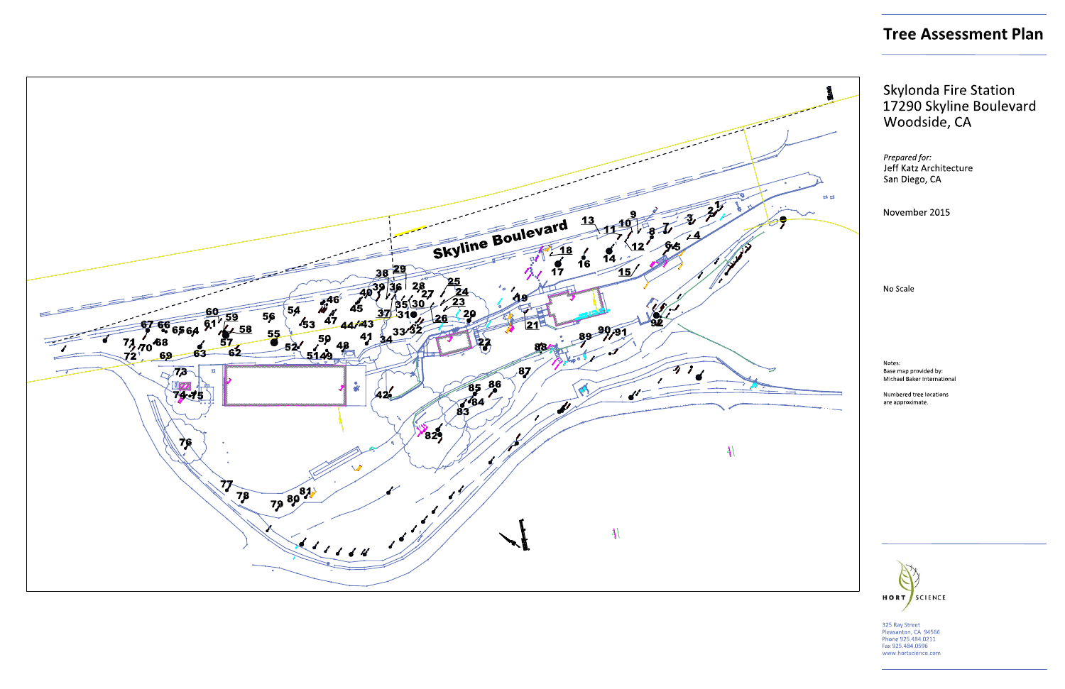# Tree Assessment Plan

Skylonda Fire Station
17290 Skyline Boulevard
Woodside, CA

*Prepared for:*
Jeff Katz Architecture
San Diego, CA

November 2015

No Scale

Notes:
Base map provided by:
Michael Baker International

Numbered tree locations are approximate.

HORT SCIENCE

325 Ray Street
Pleasanton, CA 94566
Phone 925.484.0211
Fax 925.484.0596
www.hortscience.com

Skyline Boulevard

1 2 3 4 5 6 7 8 9 10 11 12 13 14 15 16 17 18 19 20 21 22 23 24 25 26 27 28 29 30 31 32 33 34 35 36 37 38 39 40 41 42 43 44 45 46 47 48 49 50 51 52 53 54 55 56 57 58 59 60 61 62 63 64 65 66 67 68 69 70 71 72 73 74 75 76 77 78 79 80 81 82 83 84 85 86 87 88 89 90 91 92